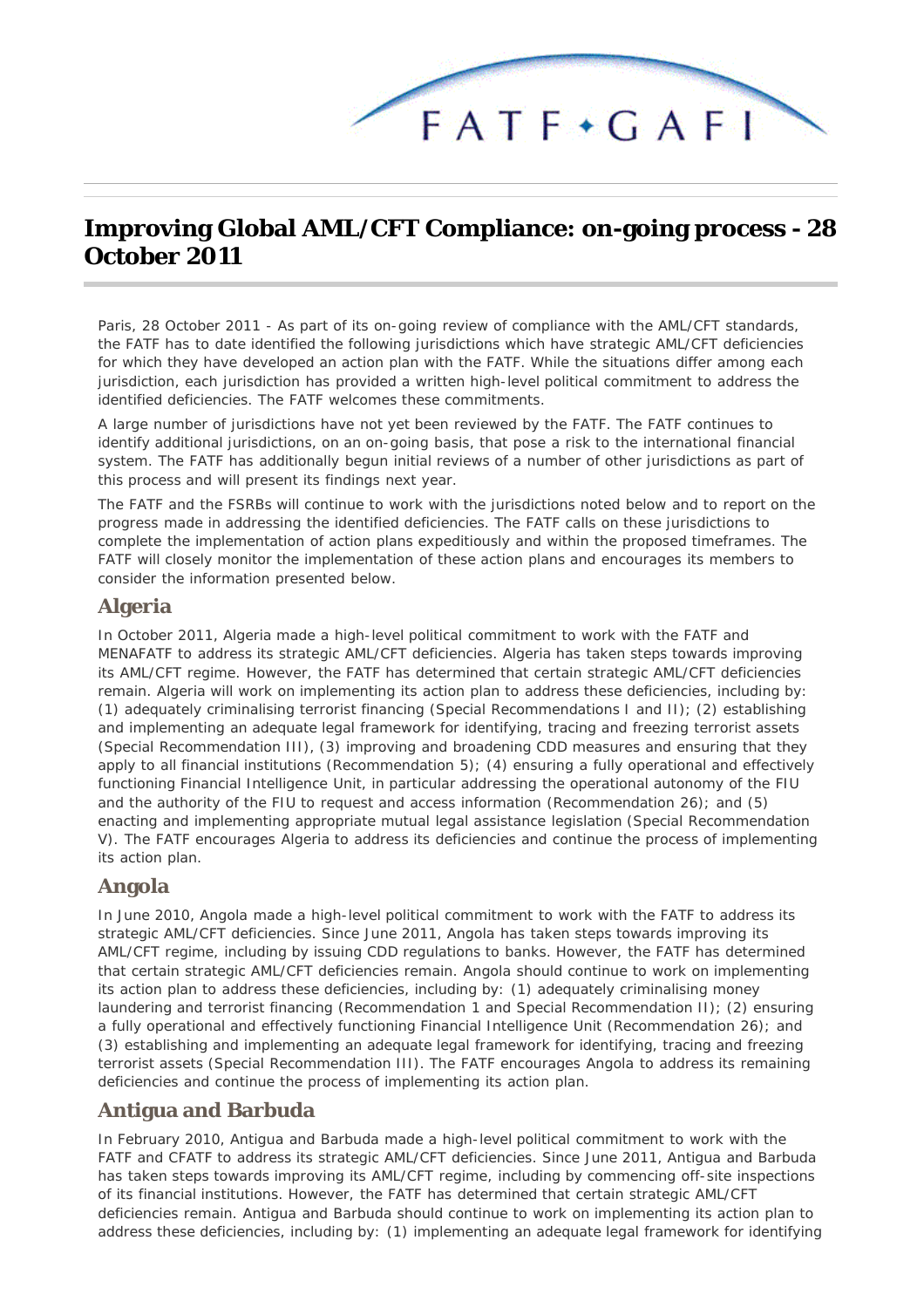# Improving Global AML/CFT Compliance: on-going process - 28 October 2011

Paris, 28 October 2011 - As part of its on-going review of compliance with the AML/CFT standards, the FATF has to date identified the following jurisdictions which have strategic AML/CFT deficiencies for which they have developed an action plan with the FATF. While the situations differ among each jurisdiction, each jurisdiction has provided a written high-level political commitment to address the identified deficiencies. The FATF welcomes these commitments.

A large number of jurisdictions have not yet been reviewed by the FATF. The FATF continues to identify additional jurisdictions, on an on-going basis, that pose a risk to the international financial system. The FATF has additionally begun initial reviews of a number of other jurisdictions as part of this process and will present its findings next year.

The FATF and the FSRBs will continue to work with the jurisdictions noted below and to report on the progress made in addressing the identified deficiencies. The FATF calls on these jurisdictions to complete the implementation of action plans expeditiously and within the proposed timeframes. The FATF will closely monitor the implementation of these action plans and encourages its members to consider the information presented below.

## Algeria

In October 2011, Algeria made a high-level political commitment to work with the FATF and MENAFATF to address its strategic AML/CFT deficiencies. Algeria has taken steps towards improving its AML/CFT regime. However, the FATF has determined that certain strategic AML/CFT deficiencies remain. Algeria will work on implementing its action plan to address these deficiencies, including by: (1) adequately criminalising terrorist financing (Special Recommendations I and II); (2) establishing and implementing an adequate legal framework for identifying, tracing and freezing terrorist assets (Special Recommendation III), (3) improving and broadening CDD measures and ensuring that they apply to all financial institutions (Recommendation 5); (4) ensuring a fully operational and effectively functioning Financial Intelligence Unit, in particular addressing the operational autonomy of the FIU and the authority of the FIU to request and access information (Recommendation 26); and (5) enacting and implementing appropriate mutual legal assistance legislation (Special Recommendation V). The FATF encourages Algeria to address its deficiencies and continue the process of implementing its action plan.

## Angola

In June 2010, Angola made a high-level political commitment to work with the FATF to address its strategic AML/CFT deficiencies. Since June 2011, Angola has taken steps towards improving its AML/CFT regime, including by issuing CDD regulations to banks. However, the FATF has determined that certain strategic AML/CFT deficiencies remain. Angola should continue to work on implementing its action plan to address these deficiencies, including by: (1) adequately criminalising money laundering and terrorist financing (Recommendation 1 and Special Recommendation II); (2) ensuring a fully operational and effectively functioning Financial Intelligence Unit (Recommendation 26); and (3) establishing and implementing an adequate legal framework for identifying, tracing and freezing terrorist assets (Special Recommendation III). The FATF encourages Angola to address its remaining deficiencies and continue the process of implementing its action plan.

## Antigua and Barbuda

In February 2010, Antigua and Barbuda made a high-level political commitment to work with the FATF and CFATF to address its strategic AML/CFT deficiencies. Since June 2011, Antigua and Barbuda has taken steps towards improving its AML/CFT regime, including by commencing off-site inspections of its financial institutions. However, the FATF has determined that certain strategic AML/CFT deficiencies remain. Antigua and Barbuda should continue to work on implementing its action plan to address these deficiencies, including by: (1) implementing an adequate legal framework for identifying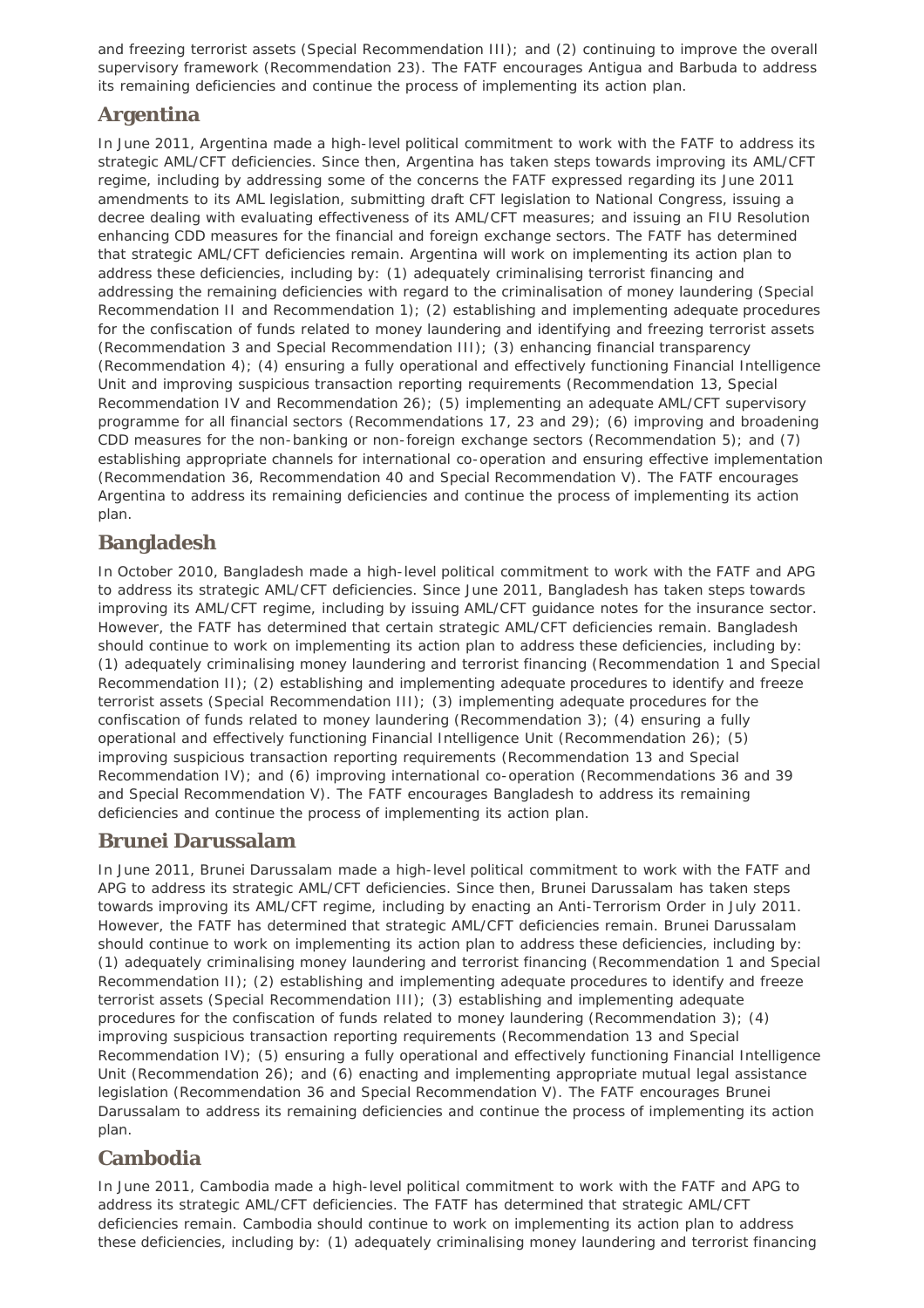and freezing terrorist assets (Special Recommendation III); and (2) continuing to improve the overall supervisory framework (Recommendation 23). The FATF encourages Antigua and Barbuda to address its remaining deficiencies and continue the process of implementing its action plan.

## Argentina

In June 2011, Argentina made a high-level political commitment to work with the FATF to address its strategic AML/CFT deficiencies. Since then, Argentina has taken steps towards improving its AML/CFT regime, including by addressing some of the concerns the FATF expressed regarding its June 2011 amendments to its AML legislation, submitting draft CFT legislation to National Congress, issuing a decree dealing with evaluating effectiveness of its AML/CFT measures; and issuing an FIU Resolution enhancing CDD measures for the financial and foreign exchange sectors. The FATF has determined that strategic AML/CFT deficiencies remain. Argentina will work on implementing its action plan to address these deficiencies, including by: (1) adequately criminalising terrorist financing and addressing the remaining deficiencies with regard to the criminalisation of money laundering (Special Recommendation II and Recommendation 1); (2) establishing and implementing adequate procedures for the confiscation of funds related to money laundering and identifying and freezing terrorist assets (Recommendation 3 and Special Recommendation III); (3) enhancing financial transparency (Recommendation 4); (4) ensuring a fully operational and effectively functioning Financial Intelligence Unit and improving suspicious transaction reporting requirements (Recommendation 13, Special Recommendation IV and Recommendation 26); (5) implementing an adequate AML/CFT supervisory programme for all financial sectors (Recommendations 17, 23 and 29); (6) improving and broadening CDD measures for the non-banking or non-foreign exchange sectors (Recommendation 5); and (7) establishing appropriate channels for international co-operation and ensuring effective implementation (Recommendation 36, Recommendation 40 and Special Recommendation V). The FATF encourages Argentina to address its remaining deficiencies and continue the process of implementing its action plan.

## Bangladesh

In October 2010, Bangladesh made a high-level political commitment to work with the FATF and APG to address its strategic AML/CFT deficiencies. Since June 2011, Bangladesh has taken steps towards improving its AML/CFT regime, including by issuing AML/CFT guidance notes for the insurance sector. However, the FATF has determined that certain strategic AML/CFT deficiencies remain. Bangladesh should continue to work on implementing its action plan to address these deficiencies, including by: (1) adequately criminalising money laundering and terrorist financing (Recommendation 1 and Special Recommendation II); (2) establishing and implementing adequate procedures to identify and freeze terrorist assets (Special Recommendation III); (3) implementing adequate procedures for the confiscation of funds related to money laundering (Recommendation 3); (4) ensuring a fully operational and effectively functioning Financial Intelligence Unit (Recommendation 26); (5) improving suspicious transaction reporting requirements (Recommendation 13 and Special Recommendation IV); and (6) improving international co-operation (Recommendations 36 and 39 and Special Recommendation V). The FATF encourages Bangladesh to address its remaining deficiencies and continue the process of implementing its action plan.

## Brunei Darussalam

In June 2011, Brunei Darussalam made a high-level political commitment to work with the FATF and APG to address its strategic AML/CFT deficiencies. Since then, Brunei Darussalam has taken steps towards improving its AML/CFT regime, including by enacting an Anti-Terrorism Order in July 2011. However, the FATF has determined that strategic AML/CFT deficiencies remain. Brunei Darussalam should continue to work on implementing its action plan to address these deficiencies, including by: (1) adequately criminalising money laundering and terrorist financing (Recommendation 1 and Special Recommendation II); (2) establishing and implementing adequate procedures to identify and freeze terrorist assets (Special Recommendation III); (3) establishing and implementing adequate procedures for the confiscation of funds related to money laundering (Recommendation 3); (4) improving suspicious transaction reporting requirements (Recommendation 13 and Special Recommendation IV); (5) ensuring a fully operational and effectively functioning Financial Intelligence Unit (Recommendation 26); and (6) enacting and implementing appropriate mutual legal assistance legislation (Recommendation 36 and Special Recommendation V). The FATF encourages Brunei Darussalam to address its remaining deficiencies and continue the process of implementing its action plan.

## Cambodia

In June 2011, Cambodia made a high-level political commitment to work with the FATF and APG to address its strategic AML/CFT deficiencies. The FATF has determined that strategic AML/CFT deficiencies remain. Cambodia should continue to work on implementing its action plan to address these deficiencies, including by: (1) adequately criminalising money laundering and terrorist financing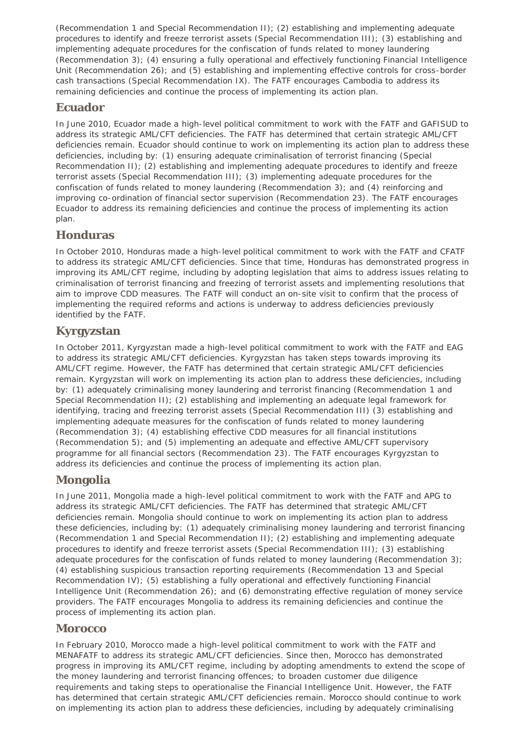(Recommendation 1 and Special Recommendation II); (2) establishing and implementing adequate procedures to identify and freeze terrorist assets (Special Recommendation III); (3) establishing and implementing adequate procedures for the confiscation of funds related to money laundering (Recommendation 3); (4) ensuring a fully operational and effectively functioning Financial Intelligence Unit (Recommendation 26); and (5) establishing and implementing effective controls for cross-border cash transactions (Special Recommendation IX). The FATF encourages Cambodia to address its remaining deficiencies and continue the process of implementing its action plan.

## Ecuador

In June 2010, Ecuador made a high-level political commitment to work with the FATF and GAFISUD to address its strategic AML/CFT deficiencies. The FATF has determined that certain strategic AML/CFT deficiencies remain. Ecuador should continue to work on implementing its action plan to address these deficiencies, including by: (1) ensuring adequate criminalisation of terrorist financing (Special Recommendation II); (2) establishing and implementing adequate procedures to identify and freeze terrorist assets (Special Recommendation III); (3) implementing adequate procedures for the confiscation of funds related to money laundering (Recommendation 3); and (4) reinforcing and improving co-ordination of financial sector supervision (Recommendation 23). The FATF encourages Ecuador to address its remaining deficiencies and continue the process of implementing its action plan.

## Honduras

In October 2010, Honduras made a high-level political commitment to work with the FATF and CFATF to address its strategic AML/CFT deficiencies. Since that time, Honduras has demonstrated progress in improving its AML/CFT regime, including by adopting legislation that aims to address issues relating to criminalisation of terrorist financing and freezing of terrorist assets and implementing resolutions that aim to improve CDD measures. The FATF will conduct an on-site visit to confirm that the process of implementing the required reforms and actions is underway to address deficiencies previously identified by the FATF.

## Kyrgyzstan

In October 2011, Kyrgyzstan made a high-level political commitment to work with the FATF and EAG to address its strategic AML/CFT deficiencies. Kyrgyzstan has taken steps towards improving its AML/CFT regime. However, the FATF has determined that certain strategic AML/CFT deficiencies remain. Kyrgyzstan will work on implementing its action plan to address these deficiencies, including by: (1) adequately criminalising money laundering and terrorist financing (Recommendation 1 and Special Recommendation II); (2) establishing and implementing an adequate legal framework for identifying, tracing and freezing terrorist assets (Special Recommendation III) (3) establishing and implementing adequate measures for the confiscation of funds related to money laundering (Recommendation 3); (4) establishing effective CDD measures for all financial institutions (Recommendation 5); and (5) implementing an adequate and effective AML/CFT supervisory programme for all financial sectors (Recommendation 23). The FATF encourages Kyrgyzstan to address its deficiencies and continue the process of implementing its action plan.

## Mongolia

In June 2011, Mongolia made a high-level political commitment to work with the FATF and APG to address its strategic AML/CFT deficiencies. The FATF has determined that strategic AML/CFT deficiencies remain. Mongolia should continue to work on implementing its action plan to address these deficiencies, including by: (1) adequately criminalising money laundering and terrorist financing (Recommendation 1 and Special Recommendation II); (2) establishing and implementing adequate procedures to identify and freeze terrorist assets (Special Recommendation III); (3) establishing adequate procedures for the confiscation of funds related to money laundering (Recommendation 3); (4) establishing suspicious transaction reporting requirements (Recommendation 13 and Special Recommendation IV); (5) establishing a fully operational and effectively functioning Financial Intelligence Unit (Recommendation 26); and (6) demonstrating effective regulation of money service providers. The FATF encourages Mongolia to address its remaining deficiencies and continue the process of implementing its action plan.

## Morocco

In February 2010, Morocco made a high-level political commitment to work with the FATF and MENAFATF to address its strategic AML/CFT deficiencies. Since then, Morocco has demonstrated progress in improving its AML/CFT regime, including by adopting amendments to extend the scope of the money laundering and terrorist financing offences; to broaden customer due diligence requirements and taking steps to operationalise the Financial Intelligence Unit. However, the FATF has determined that certain strategic AML/CFT deficiencies remain. Morocco should continue to work on implementing its action plan to address these deficiencies, including by adequately criminalising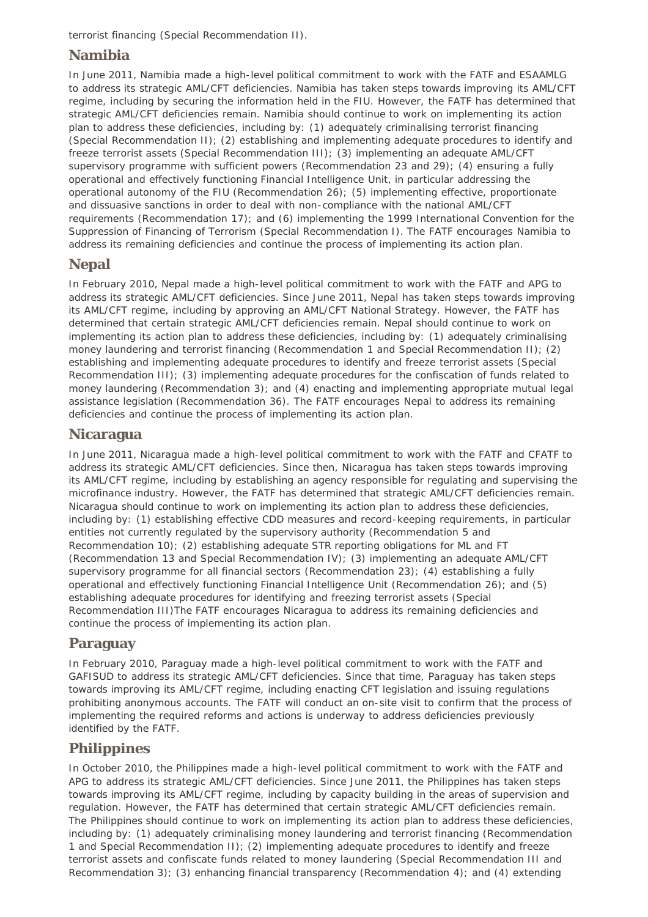terrorist financing (Special Recommendation II).

## Namibia

In June 2011, Namibia made a high-level political commitment to work with the FATF and ESAAMLG to address its strategic AML/CFT deficiencies. Namibia has taken steps towards improving its AML/CFT regime, including by securing the information held in the FIU. However, the FATF has determined that strategic AML/CFT deficiencies remain. Namibia should continue to work on implementing its action plan to address these deficiencies, including by: (1) adequately criminalising terrorist financing (Special Recommendation II); (2) establishing and implementing adequate procedures to identify and freeze terrorist assets (Special Recommendation III); (3) implementing an adequate AML/CFT supervisory programme with sufficient powers (Recommendation 23 and 29); (4) ensuring a fully operational and effectively functioning Financial Intelligence Unit, in particular addressing the operational autonomy of the FIU (Recommendation 26); (5) implementing effective, proportionate and dissuasive sanctions in order to deal with non-compliance with the national AML/CFT requirements (Recommendation 17); and (6) implementing the 1999 International Convention for the Suppression of Financing of Terrorism (Special Recommendation I). The FATF encourages Namibia to address its remaining deficiencies and continue the process of implementing its action plan.

## Nepal

In February 2010, Nepal made a high-level political commitment to work with the FATF and APG to address its strategic AML/CFT deficiencies. Since June 2011, Nepal has taken steps towards improving its AML/CFT regime, including by approving an AML/CFT National Strategy. However, the FATF has determined that certain strategic AML/CFT deficiencies remain. Nepal should continue to work on implementing its action plan to address these deficiencies, including by: (1) adequately criminalising money laundering and terrorist financing (Recommendation 1 and Special Recommendation II); (2) establishing and implementing adequate procedures to identify and freeze terrorist assets (Special Recommendation III); (3) implementing adequate procedures for the confiscation of funds related to money laundering (Recommendation 3); and (4) enacting and implementing appropriate mutual legal assistance legislation (Recommendation 36). The FATF encourages Nepal to address its remaining deficiencies and continue the process of implementing its action plan.

## Nicaragua

In June 2011, Nicaragua made a high-level political commitment to work with the FATF and CFATF to address its strategic AML/CFT deficiencies. Since then, Nicaragua has taken steps towards improving its AML/CFT regime, including by establishing an agency responsible for regulating and supervising the microfinance industry. However, the FATF has determined that strategic AML/CFT deficiencies remain. Nicaragua should continue to work on implementing its action plan to address these deficiencies, including by: (1) establishing effective CDD measures and record-keeping requirements, in particular entities not currently regulated by the supervisory authority (Recommendation 5 and Recommendation 10); (2) establishing adequate STR reporting obligations for ML and FT (Recommendation 13 and Special Recommendation IV); (3) implementing an adequate AML/CFT supervisory programme for all financial sectors (Recommendation 23); (4) establishing a fully operational and effectively functioning Financial Intelligence Unit (Recommendation 26); and (5) establishing adequate procedures for identifying and freezing terrorist assets (Special Recommendation III)The FATF encourages Nicaragua to address its remaining deficiencies and continue the process of implementing its action plan.

## Paraguay

In February 2010, Paraguay made a high-level political commitment to work with the FATF and GAFISUD to address its strategic AML/CFT deficiencies. Since that time, Paraguay has taken steps towards improving its AML/CFT regime, including enacting CFT legislation and issuing regulations prohibiting anonymous accounts. The FATF will conduct an on-site visit to confirm that the process of implementing the required reforms and actions is underway to address deficiencies previously identified by the FATF.

## Philippines

In October 2010, the Philippines made a high-level political commitment to work with the FATF and APG to address its strategic AML/CFT deficiencies. Since June 2011, the Philippines has taken steps towards improving its AML/CFT regime, including by capacity building in the areas of supervision and regulation. However, the FATF has determined that certain strategic AML/CFT deficiencies remain. The Philippines should continue to work on implementing its action plan to address these deficiencies, including by: (1) adequately criminalising money laundering and terrorist financing (Recommendation 1 and Special Recommendation II); (2) implementing adequate procedures to identify and freeze terrorist assets and confiscate funds related to money laundering (Special Recommendation III and Recommendation 3); (3) enhancing financial transparency (Recommendation 4); and (4) extending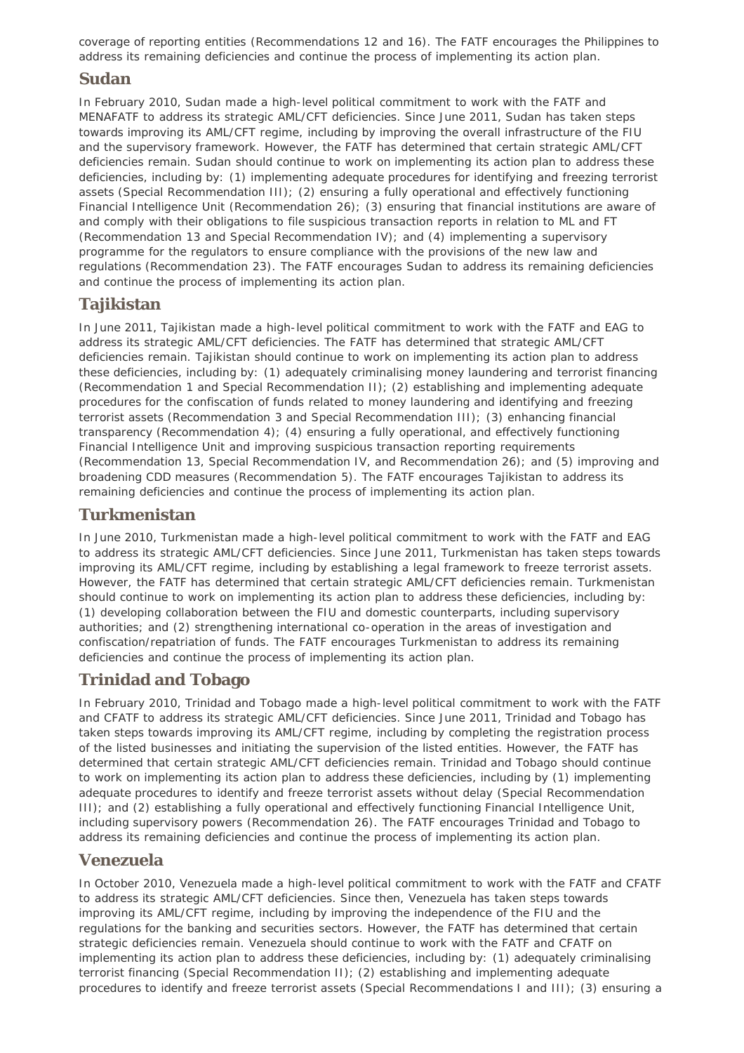coverage of reporting entities (Recommendations 12 and 16). The FATF encourages the Philippines to address its remaining deficiencies and continue the process of implementing its action plan.

## Sudan

In February 2010, Sudan made a high-level political commitment to work with the FATF and MENAFATF to address its strategic AML/CFT deficiencies. Since June 2011, Sudan has taken steps towards improving its AML/CFT regime, including by improving the overall infrastructure of the FIU and the supervisory framework. However, the FATF has determined that certain strategic AML/CFT deficiencies remain. Sudan should continue to work on implementing its action plan to address these deficiencies, including by: (1) implementing adequate procedures for identifying and freezing terrorist assets (Special Recommendation III); (2) ensuring a fully operational and effectively functioning Financial Intelligence Unit (Recommendation 26); (3) ensuring that financial institutions are aware of and comply with their obligations to file suspicious transaction reports in relation to ML and FT (Recommendation 13 and Special Recommendation IV); and (4) implementing a supervisory programme for the regulators to ensure compliance with the provisions of the new law and regulations (Recommendation 23). The FATF encourages Sudan to address its remaining deficiencies and continue the process of implementing its action plan.

## Tajikistan

In June 2011, Tajikistan made a high-level political commitment to work with the FATF and EAG to address its strategic AML/CFT deficiencies. The FATF has determined that strategic AML/CFT deficiencies remain. Tajikistan should continue to work on implementing its action plan to address these deficiencies, including by: (1) adequately criminalising money laundering and terrorist financing (Recommendation 1 and Special Recommendation II); (2) establishing and implementing adequate procedures for the confiscation of funds related to money laundering and identifying and freezing terrorist assets (Recommendation 3 and Special Recommendation III); (3) enhancing financial transparency (Recommendation 4); (4) ensuring a fully operational, and effectively functioning Financial Intelligence Unit and improving suspicious transaction reporting requirements (Recommendation 13, Special Recommendation IV, and Recommendation 26); and (5) improving and broadening CDD measures (Recommendation 5). The FATF encourages Tajikistan to address its remaining deficiencies and continue the process of implementing its action plan.

## Turkmenistan

In June 2010, Turkmenistan made a high-level political commitment to work with the FATF and EAG to address its strategic AML/CFT deficiencies. Since June 2011, Turkmenistan has taken steps towards improving its AML/CFT regime, including by establishing a legal framework to freeze terrorist assets. However, the FATF has determined that certain strategic AML/CFT deficiencies remain. Turkmenistan should continue to work on implementing its action plan to address these deficiencies, including by: (1) developing collaboration between the FIU and domestic counterparts, including supervisory authorities; and (2) strengthening international co-operation in the areas of investigation and confiscation/repatriation of funds. The FATF encourages Turkmenistan to address its remaining deficiencies and continue the process of implementing its action plan.

## Trinidad and Tobago

In February 2010, Trinidad and Tobago made a high-level political commitment to work with the FATF and CFATF to address its strategic AML/CFT deficiencies. Since June 2011, Trinidad and Tobago has taken steps towards improving its AML/CFT regime, including by completing the registration process of the listed businesses and initiating the supervision of the listed entities. However, the FATF has determined that certain strategic AML/CFT deficiencies remain. Trinidad and Tobago should continue to work on implementing its action plan to address these deficiencies, including by (1) implementing adequate procedures to identify and freeze terrorist assets without delay (Special Recommendation III); and (2) establishing a fully operational and effectively functioning Financial Intelligence Unit, including supervisory powers (Recommendation 26). The FATF encourages Trinidad and Tobago to address its remaining deficiencies and continue the process of implementing its action plan.

## Venezuela

In October 2010, Venezuela made a high-level political commitment to work with the FATF and CFATF to address its strategic AML/CFT deficiencies. Since then, Venezuela has taken steps towards improving its AML/CFT regime, including by improving the independence of the FIU and the regulations for the banking and securities sectors. However, the FATF has determined that certain strategic deficiencies remain. Venezuela should continue to work with the FATF and CFATF on implementing its action plan to address these deficiencies, including by: (1) adequately criminalising terrorist financing (Special Recommendation II); (2) establishing and implementing adequate procedures to identify and freeze terrorist assets (Special Recommendations I and III); (3) ensuring a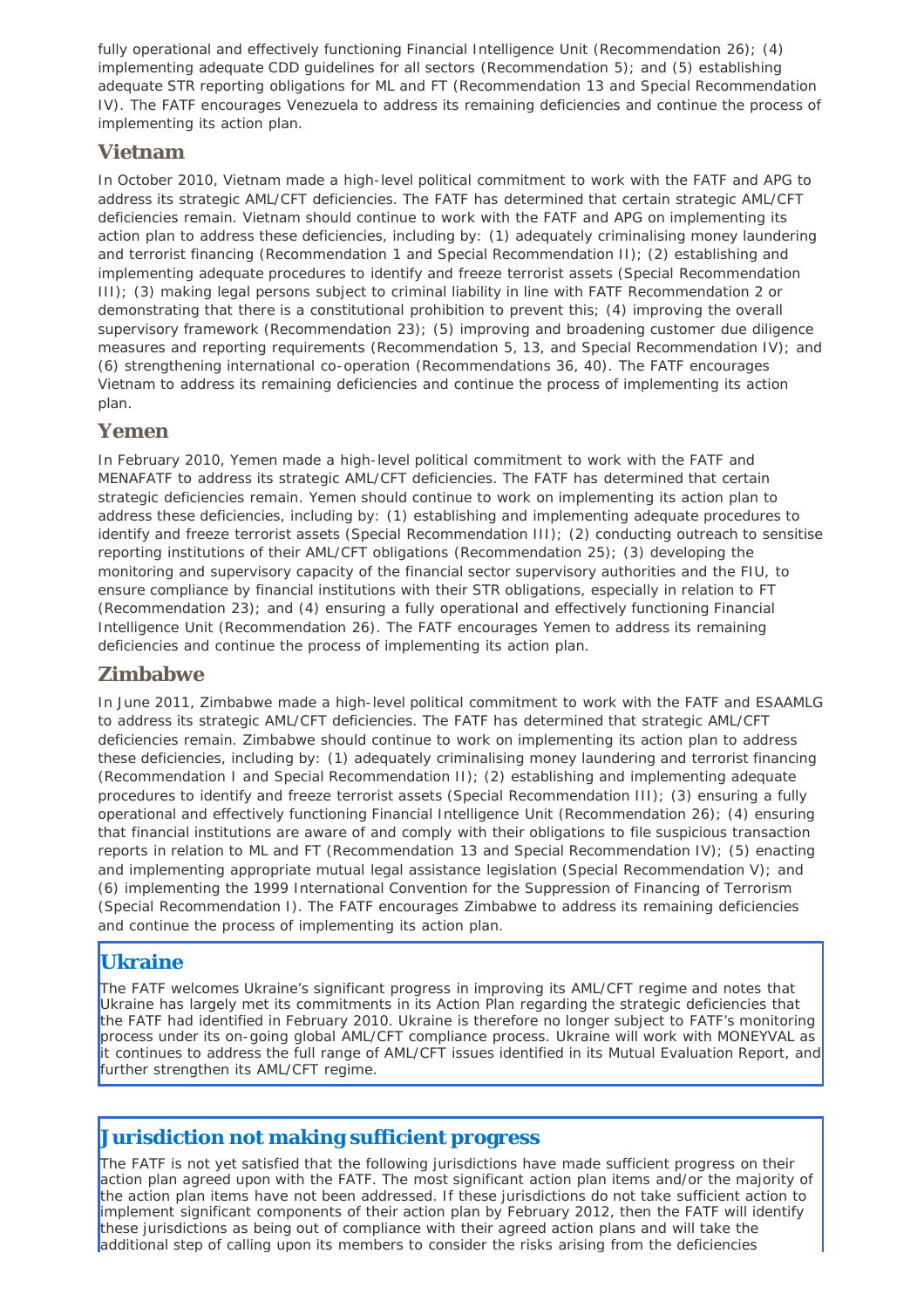fully operational and effectively functioning Financial Intelligence Unit (Recommendation 26); (4) implementing adequate CDD guidelines for all sectors (Recommendation 5); and (5) establishing adequate STR reporting obligations for ML and FT (Recommendation 13 and Special Recommendation IV). The FATF encourages Venezuela to address its remaining deficiencies and continue the process of implementing its action plan.

### Vietnam

In October 2010, Vietnam made a high-level political commitment to work with the FATF and APG to address its strategic AML/CFT deficiencies. The FATF has determined that certain strategic AML/CFT deficiencies remain. Vietnam should continue to work with the FATF and APG on implementing its action plan to address these deficiencies, including by: (1) adequately criminalising money laundering and terrorist financing (Recommendation 1 and Special Recommendation II); (2) establishing and implementing adequate procedures to identify and freeze terrorist assets (Special Recommendation III); (3) making legal persons subject to criminal liability in line with FATF Recommendation 2 or demonstrating that there is a constitutional prohibition to prevent this; (4) improving the overall supervisory framework (Recommendation 23); (5) improving and broadening customer due diligence measures and reporting requirements (Recommendation 5, 13, and Special Recommendation IV); and (6) strengthening international co-operation (Recommendations 36, 40). The FATF encourages Vietnam to address its remaining deficiencies and continue the process of implementing its action plan.

### Yemen

In February 2010, Yemen made a high-level political commitment to work with the FATF and MENAFATF to address its strategic AML/CFT deficiencies. The FATF has determined that certain strategic deficiencies remain. Yemen should continue to work on implementing its action plan to address these deficiencies, including by: (1) establishing and implementing adequate procedures to identify and freeze terrorist assets (Special Recommendation III); (2) conducting outreach to sensitise reporting institutions of their AML/CFT obligations (Recommendation 25); (3) developing the monitoring and supervisory capacity of the financial sector supervisory authorities and the FIU, to ensure compliance by financial institutions with their STR obligations, especially in relation to FT (Recommendation 23); and (4) ensuring a fully operational and effectively functioning Financial Intelligence Unit (Recommendation 26). The FATF encourages Yemen to address its remaining deficiencies and continue the process of implementing its action plan.

### Zimbabwe

In June 2011, Zimbabwe made a high-level political commitment to work with the FATF and ESAAMLG to address its strategic AML/CFT deficiencies. The FATF has determined that strategic AML/CFT deficiencies remain. Zimbabwe should continue to work on implementing its action plan to address these deficiencies, including by: (1) adequately criminalising money laundering and terrorist financing (Recommendation I and Special Recommendation II); (2) establishing and implementing adequate procedures to identify and freeze terrorist assets (Special Recommendation III); (3) ensuring a fully operational and effectively functioning Financial Intelligence Unit (Recommendation 26); (4) ensuring that financial institutions are aware of and comply with their obligations to file suspicious transaction reports in relation to ML and FT (Recommendation 13 and Special Recommendation IV); (5) enacting and implementing appropriate mutual legal assistance legislation (Special Recommendation V); and (6) implementing the 1999 International Convention for the Suppression of Financing of Terrorism (Special Recommendation I). The FATF encourages Zimbabwe to address its remaining deficiencies and continue the process of implementing its action plan.

### Ukraine

The FATF welcomes Ukraine's significant progress in improving its AML/CFT regime and notes that Ukraine has largely met its commitments in its Action Plan regarding the strategic deficiencies that the FATF had identified in February 2010. Ukraine is therefore no longer subject to FATF's monitoring process under its on-going global AML/CFT compliance process. Ukraine will work with MONEYVAL as it continues to address the full range of AML/CFT issues identified in its Mutual Evaluation Report, and further strengthen its AML/CFT regime.

## Jurisdiction not making sufficient progress

The FATF is not yet satisfied that the following jurisdictions have made sufficient progress on their action plan agreed upon with the FATF. The most significant action plan items and/or the majority of the action plan items have not been addressed. If these jurisdictions do not take sufficient action to implement significant components of their action plan by February 2012, then the FATF will identify these jurisdictions as being out of compliance with their agreed action plans and will take the additional step of calling upon its members to consider the risks arising from the deficiencies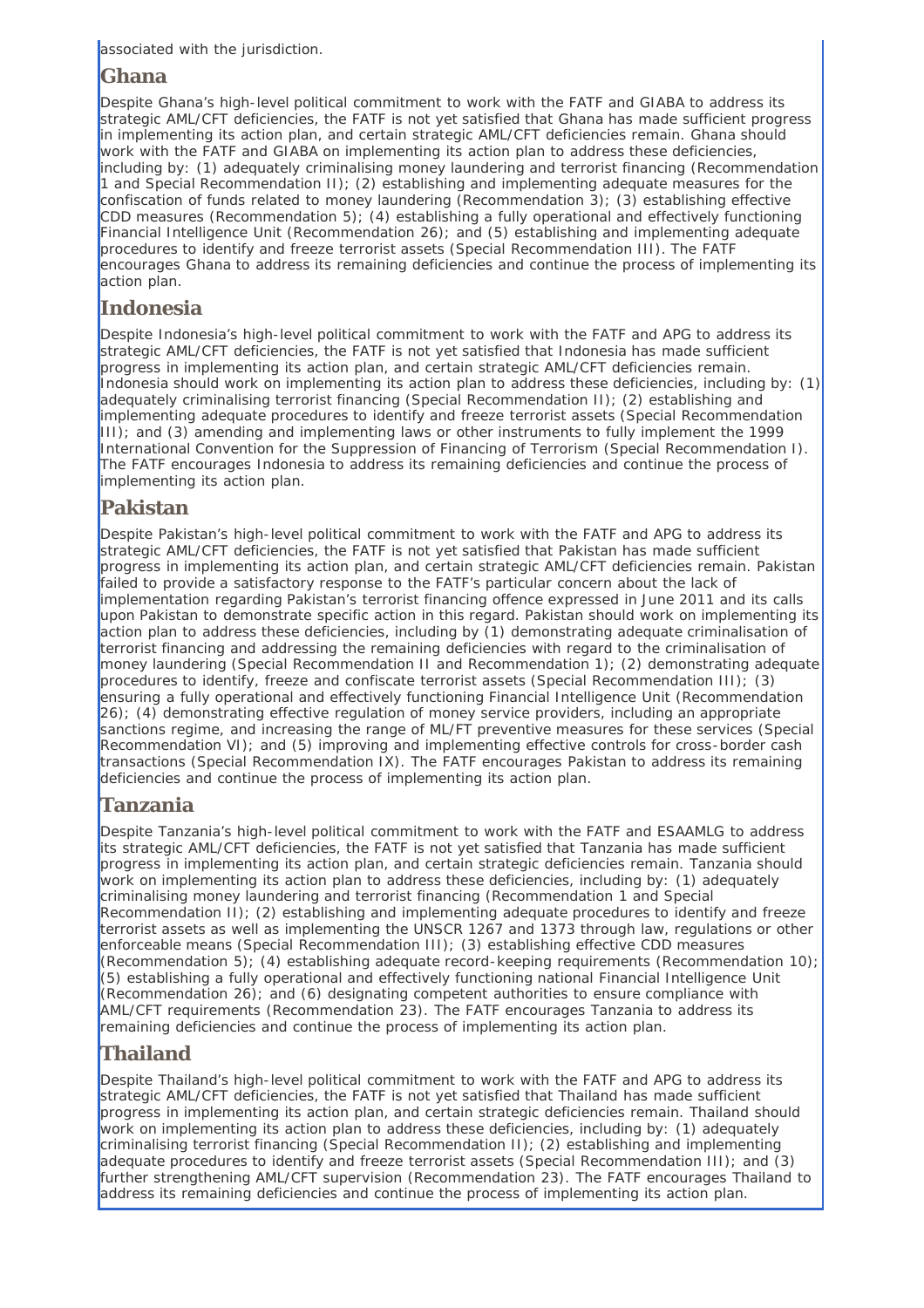associated with the jurisdiction.

## Ghana

Despite Ghana's high-level political commitment to work with the FATF and GIABA to address its strategic AML/CFT deficiencies, the FATF is not yet satisfied that Ghana has made sufficient progress in implementing its action plan, and certain strategic AML/CFT deficiencies remain. Ghana should work with the FATF and GIABA on implementing its action plan to address these deficiencies, including by: (1) adequately criminalising money laundering and terrorist financing (Recommendation 1 and Special Recommendation II); (2) establishing and implementing adequate measures for the confiscation of funds related to money laundering (Recommendation 3); (3) establishing effective CDD measures (Recommendation 5); (4) establishing a fully operational and effectively functioning Financial Intelligence Unit (Recommendation 26); and (5) establishing and implementing adequate procedures to identify and freeze terrorist assets (Special Recommendation III). The FATF encourages Ghana to address its remaining deficiencies and continue the process of implementing its action plan.

## Indonesia

Despite Indonesia's high-level political commitment to work with the FATF and APG to address its strategic AML/CFT deficiencies, the FATF is not yet satisfied that Indonesia has made sufficient progress in implementing its action plan, and certain strategic AML/CFT deficiencies remain. Indonesia should work on implementing its action plan to address these deficiencies, including by: (1) adequately criminalising terrorist financing (Special Recommendation II); (2) establishing and implementing adequate procedures to identify and freeze terrorist assets (Special Recommendation III); and (3) amending and implementing laws or other instruments to fully implement the 1999 International Convention for the Suppression of Financing of Terrorism (Special Recommendation I). The FATF encourages Indonesia to address its remaining deficiencies and continue the process of implementing its action plan.

## Pakistan

Despite Pakistan's high-level political commitment to work with the FATF and APG to address its strategic AML/CFT deficiencies, the FATF is not yet satisfied that Pakistan has made sufficient progress in implementing its action plan, and certain strategic AML/CFT deficiencies remain. Pakistan failed to provide a satisfactory response to the FATF's particular concern about the lack of implementation regarding Pakistan's terrorist financing offence expressed in June 2011 and its calls upon Pakistan to demonstrate specific action in this regard. Pakistan should work on implementing its action plan to address these deficiencies, including by (1) demonstrating adequate criminalisation of terrorist financing and addressing the remaining deficiencies with regard to the criminalisation of money laundering (Special Recommendation II and Recommendation 1); (2) demonstrating adequate procedures to identify, freeze and confiscate terrorist assets (Special Recommendation III); (3) ensuring a fully operational and effectively functioning Financial Intelligence Unit (Recommendation 26); (4) demonstrating effective regulation of money service providers, including an appropriate sanctions regime, and increasing the range of ML/FT preventive measures for these services (Special Recommendation VI); and (5) improving and implementing effective controls for cross-border cash transactions (Special Recommendation IX). The FATF encourages Pakistan to address its remaining deficiencies and continue the process of implementing its action plan.

## Tanzania

Despite Tanzania's high-level political commitment to work with the FATF and ESAAMLG to address its strategic AML/CFT deficiencies, the FATF is not yet satisfied that Tanzania has made sufficient progress in implementing its action plan, and certain strategic deficiencies remain. Tanzania should work on implementing its action plan to address these deficiencies, including by: (1) adequately criminalising money laundering and terrorist financing (Recommendation 1 and Special Recommendation II); (2) establishing and implementing adequate procedures to identify and freeze terrorist assets as well as implementing the UNSCR 1267 and 1373 through law, regulations or other enforceable means (Special Recommendation III); (3) establishing effective CDD measures (Recommendation 5); (4) establishing adequate record-keeping requirements (Recommendation 10); (5) establishing a fully operational and effectively functioning national Financial Intelligence Unit (Recommendation 26); and (6) designating competent authorities to ensure compliance with AML/CFT requirements (Recommendation 23). The FATF encourages Tanzania to address its remaining deficiencies and continue the process of implementing its action plan.

## Thailand

Despite Thailand's high-level political commitment to work with the FATF and APG to address its strategic AML/CFT deficiencies, the FATF is not yet satisfied that Thailand has made sufficient progress in implementing its action plan, and certain strategic deficiencies remain. Thailand should work on implementing its action plan to address these deficiencies, including by: (1) adequately criminalising terrorist financing (Special Recommendation II); (2) establishing and implementing adequate procedures to identify and freeze terrorist assets (Special Recommendation III); and (3) further strengthening AML/CFT supervision (Recommendation 23). The FATF encourages Thailand to address its remaining deficiencies and continue the process of implementing its action plan.